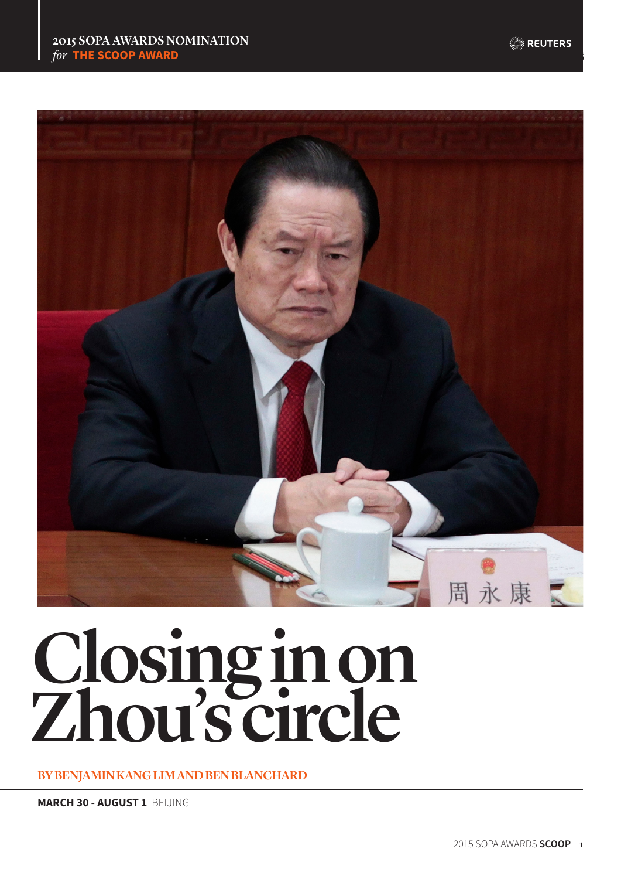2015 SOPA AWARDS NOMINATION
*for* **THE SCOOP AWARD**

REUTERS

# Closing in on Zhou's circle

**BY BENJAMIN KANG LIM AND BEN BLANCHARD**

**MARCH 30 - AUGUST 1** BEIJING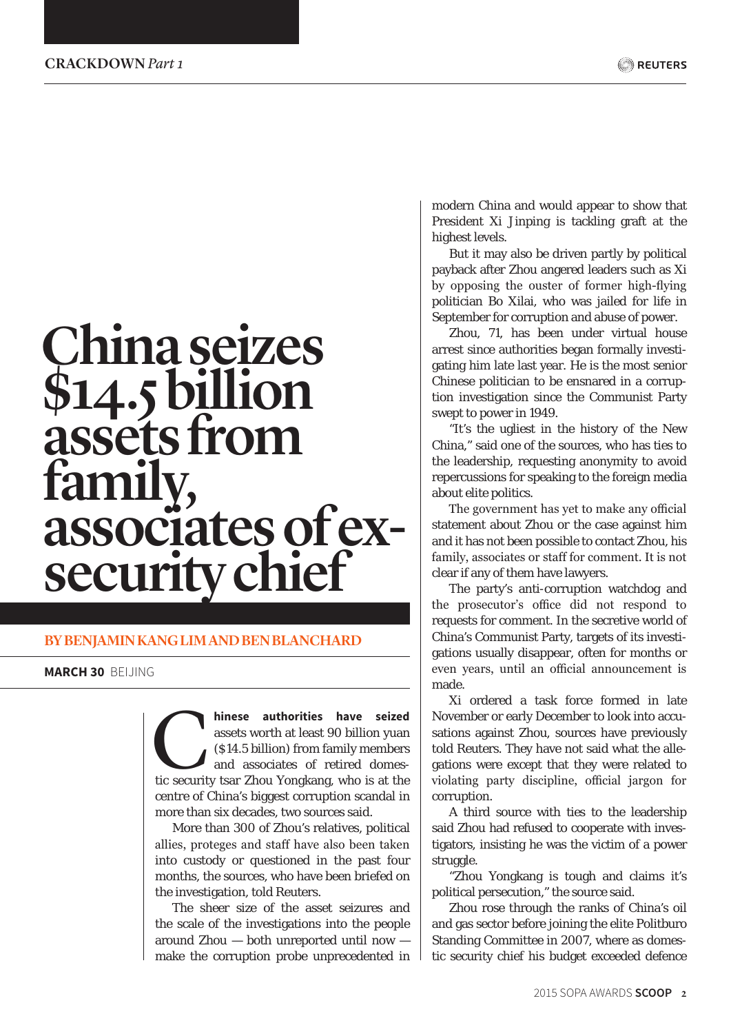CRACKDOWN *Part 1*

# China seizes $14.5 billion assets from family, associates of ex-security chief

**BY BENJAMIN KANG LIM AND BEN BLANCHARD**

**MARCH 30** BEIJING

Chinese authorities have seized assets worth at least 90 billion yuan ($14.5 billion) from family members and associates of retired domestic security tsar Zhou Yongkang, who is at the centre of China's biggest corruption scandal in more than six decades, two sources said.

More than 300 of Zhou's relatives, political allies, proteges and staff have also been taken into custody or questioned in the past four months, the sources, who have been briefed on the investigation, told Reuters.

The sheer size of the asset seizures and the scale of the investigations into the people around Zhou — both unreported until now — make the corruption probe unprecedented in modern China and would appear to show that President Xi Jinping is tackling graft at the highest levels.

But it may also be driven partly by political payback after Zhou angered leaders such as Xi by opposing the ouster of former high-flying politician Bo Xilai, who was jailed for life in September for corruption and abuse of power.

Zhou, 71, has been under virtual house arrest since authorities began formally investigating him late last year. He is the most senior Chinese politician to be ensnared in a corruption investigation since the Communist Party swept to power in 1949.

"It's the ugliest in the history of the New China," said one of the sources, who has ties to the leadership, requesting anonymity to avoid repercussions for speaking to the foreign media about elite politics.

The government has yet to make any official statement about Zhou or the case against him and it has not been possible to contact Zhou, his family, associates or staff for comment. It is not clear if any of them have lawyers.

The party's anti-corruption watchdog and the prosecutor's office did not respond to requests for comment. In the secretive world of China's Communist Party, targets of its investigations usually disappear, often for months or even years, until an official announcement is made.

Xi ordered a task force formed in late November or early December to look into accusations against Zhou, sources have previously told Reuters. They have not said what the allegations were except that they were related to violating party discipline, official jargon for corruption.

A third source with ties to the leadership said Zhou had refused to cooperate with investigators, insisting he was the victim of a power struggle.

"Zhou Yongkang is tough and claims it's political persecution," the source said.

Zhou rose through the ranks of China's oil and gas sector before joining the elite Politburo Standing Committee in 2007, where as domestic security chief his budget exceeded defence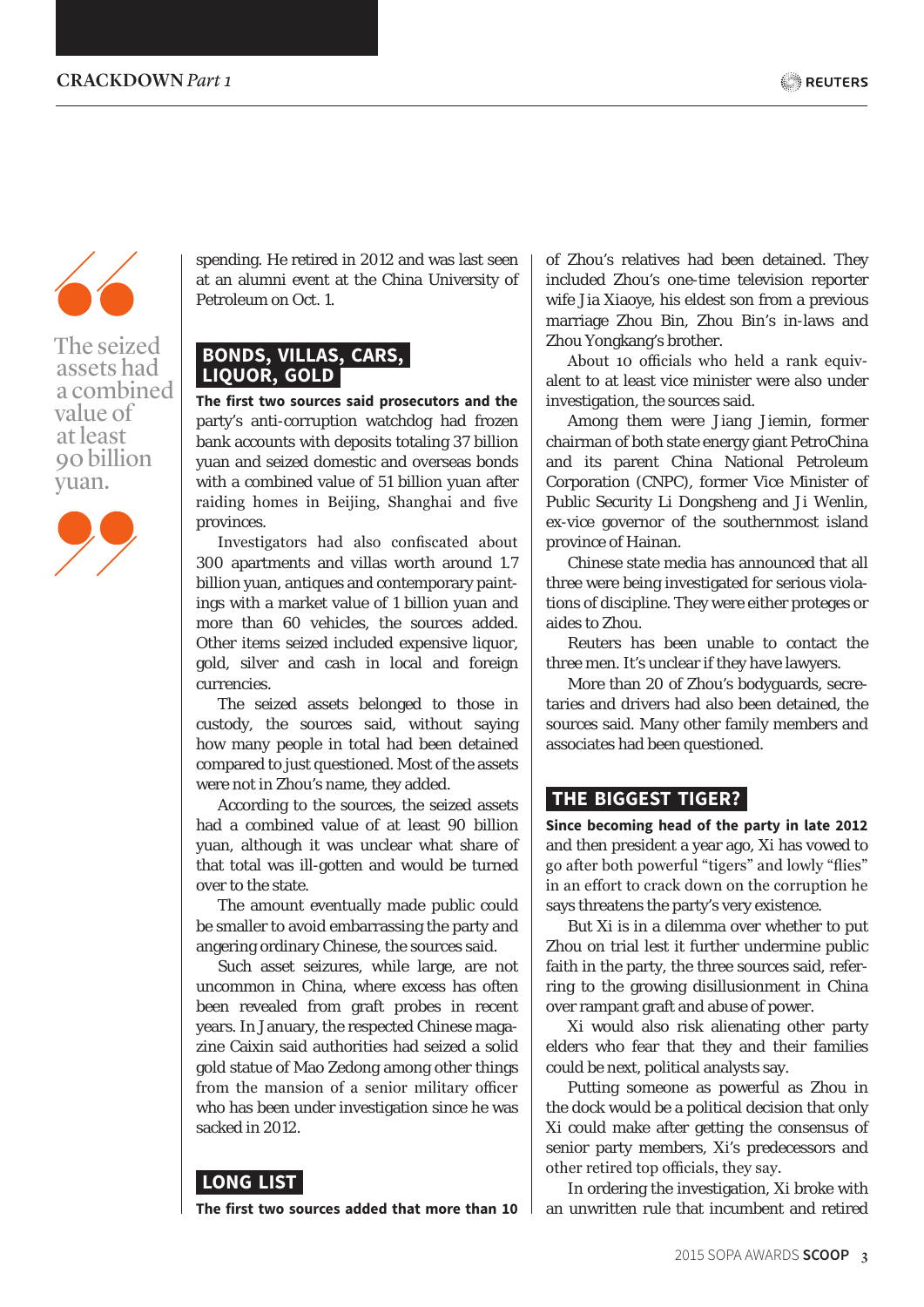> The seized assets had a combined value of at least 90 billion yuan.

spending. He retired in 2012 and was last seen at an alumni event at the China University of Petroleum on Oct. 1.

## BONDS, VILLAS, CARS, LIQUOR, GOLD

**The first two sources said prosecutors and the** party's anti-corruption watchdog had frozen bank accounts with deposits totaling 37 billion yuan and seized domestic and overseas bonds with a combined value of 51 billion yuan after raiding homes in Beijing, Shanghai and five provinces.

Investigators had also confiscated about 300 apartments and villas worth around 1.7 billion yuan, antiques and contemporary paintings with a market value of 1 billion yuan and more than 60 vehicles, the sources added. Other items seized included expensive liquor, gold, silver and cash in local and foreign currencies.

The seized assets belonged to those in custody, the sources said, without saying how many people in total had been detained compared to just questioned. Most of the assets were not in Zhou's name, they added.

According to the sources, the seized assets had a combined value of at least 90 billion yuan, although it was unclear what share of that total was ill-gotten and would be turned over to the state.

The amount eventually made public could be smaller to avoid embarrassing the party and angering ordinary Chinese, the sources said.

Such asset seizures, while large, are not uncommon in China, where excess has often been revealed from graft probes in recent years. In January, the respected Chinese magazine Caixin said authorities had seized a solid gold statue of Mao Zedong among other things from the mansion of a senior military officer who has been under investigation since he was sacked in 2012.

## LONG LIST

**The first two sources added that more than 10** of Zhou's relatives had been detained. They included Zhou's one-time television reporter wife Jia Xiaoye, his eldest son from a previous marriage Zhou Bin, Zhou Bin's in-laws and Zhou Yongkang's brother.

About 10 officials who held a rank equivalent to at least vice minister were also under investigation, the sources said.

Among them were Jiang Jiemin, former chairman of both state energy giant PetroChina and its parent China National Petroleum Corporation (CNPC), former Vice Minister of Public Security Li Dongsheng and Ji Wenlin, ex-vice governor of the southernmost island province of Hainan.

Chinese state media has announced that all three were being investigated for serious violations of discipline. They were either proteges or aides to Zhou.

Reuters has been unable to contact the three men. It's unclear if they have lawyers.

More than 20 of Zhou's bodyguards, secretaries and drivers had also been detained, the sources said. Many other family members and associates had been questioned.

## THE BIGGEST TIGER?

**Since becoming head of the party in late 2012** and then president a year ago, Xi has vowed to go after both powerful "tigers" and lowly "flies" in an effort to crack down on the corruption he says threatens the party's very existence.

But Xi is in a dilemma over whether to put Zhou on trial lest it further undermine public faith in the party, the three sources said, referring to the growing disillusionment in China over rampant graft and abuse of power.

Xi would also risk alienating other party elders who fear that they and their families could be next, political analysts say.

Putting someone as powerful as Zhou in the dock would be a political decision that only Xi could make after getting the consensus of senior party members, Xi's predecessors and other retired top officials, they say.

In ordering the investigation, Xi broke with an unwritten rule that incumbent and retired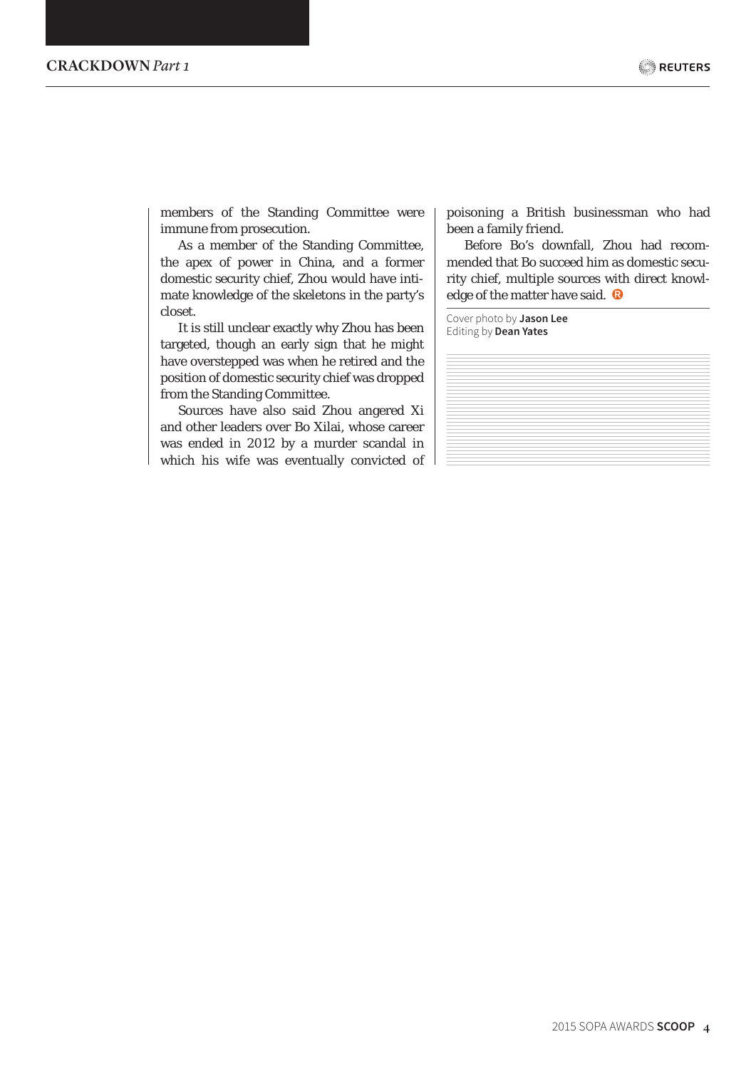members of the Standing Committee were immune from prosecution.

As a member of the Standing Committee, the apex of power in China, and a former domestic security chief, Zhou would have intimate knowledge of the skeletons in the party's closet.

It is still unclear exactly why Zhou has been targeted, though an early sign that he might have overstepped was when he retired and the position of domestic security chief was dropped from the Standing Committee.

Sources have also said Zhou angered Xi and other leaders over Bo Xilai, whose career was ended in 2012 by a murder scandal in which his wife was eventually convicted of poisoning a British businessman who had been a family friend.

Before Bo's downfall, Zhou had recommended that Bo succeed him as domestic security chief, multiple sources with direct knowledge of the matter have said.

Cover photo by **Jason Lee**
Editing by **Dean Yates**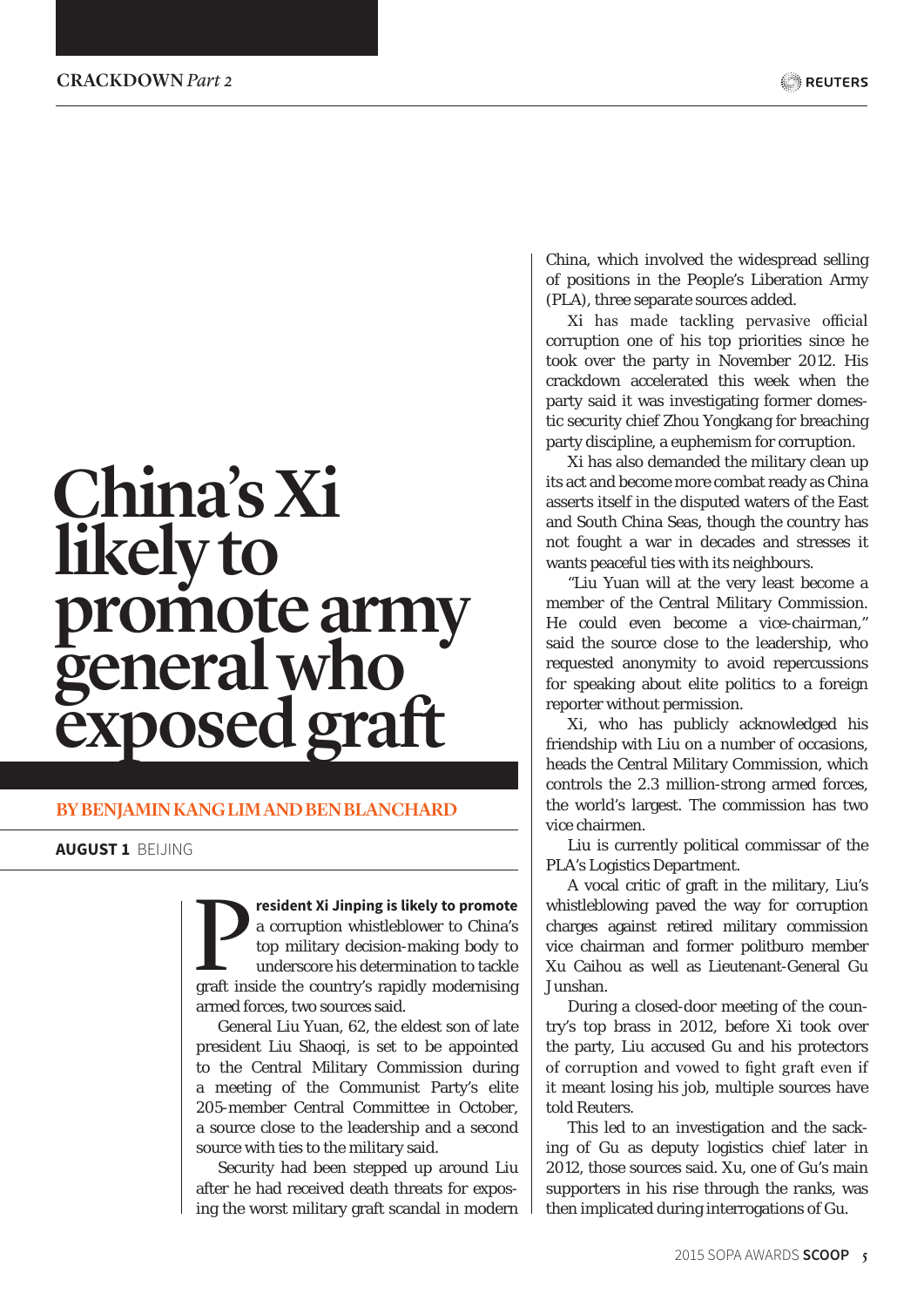CRACKDOWN *Part 2*

# China's Xi likely to promote army general who exposed graft

**BY BENJAMIN KANG LIM AND BEN BLANCHARD**

**AUGUST 1** BEIJING

**President Xi Jinping is likely to promote** a corruption whistleblower to China's top military decision-making body to underscore his determination to tackle graft inside the country's rapidly modernising armed forces, two sources said.

General Liu Yuan, 62, the eldest son of late president Liu Shaoqi, is set to be appointed to the Central Military Commission during a meeting of the Communist Party's elite 205-member Central Committee in October, a source close to the leadership and a second source with ties to the military said.

Security had been stepped up around Liu after he had received death threats for exposing the worst military graft scandal in modern China, which involved the widespread selling of positions in the People's Liberation Army (PLA), three separate sources added.

Xi has made tackling pervasive official corruption one of his top priorities since he took over the party in November 2012. His crackdown accelerated this week when the party said it was investigating former domestic security chief Zhou Yongkang for breaching party discipline, a euphemism for corruption.

Xi has also demanded the military clean up its act and become more combat ready as China asserts itself in the disputed waters of the East and South China Seas, though the country has not fought a war in decades and stresses it wants peaceful ties with its neighbours.

"Liu Yuan will at the very least become a member of the Central Military Commission. He could even become a vice-chairman," said the source close to the leadership, who requested anonymity to avoid repercussions for speaking about elite politics to a foreign reporter without permission.

Xi, who has publicly acknowledged his friendship with Liu on a number of occasions, heads the Central Military Commission, which controls the 2.3 million-strong armed forces, the world's largest. The commission has two vice chairmen.

Liu is currently political commissar of the PLA's Logistics Department.

A vocal critic of graft in the military, Liu's whistleblowing paved the way for corruption charges against retired military commission vice chairman and former politburo member Xu Caihou as well as Lieutenant-General Gu Junshan.

During a closed-door meeting of the country's top brass in 2012, before Xi took over the party, Liu accused Gu and his protectors of corruption and vowed to fight graft even if it meant losing his job, multiple sources have told Reuters.

This led to an investigation and the sacking of Gu as deputy logistics chief later in 2012, those sources said. Xu, one of Gu's main supporters in his rise through the ranks, was then implicated during interrogations of Gu.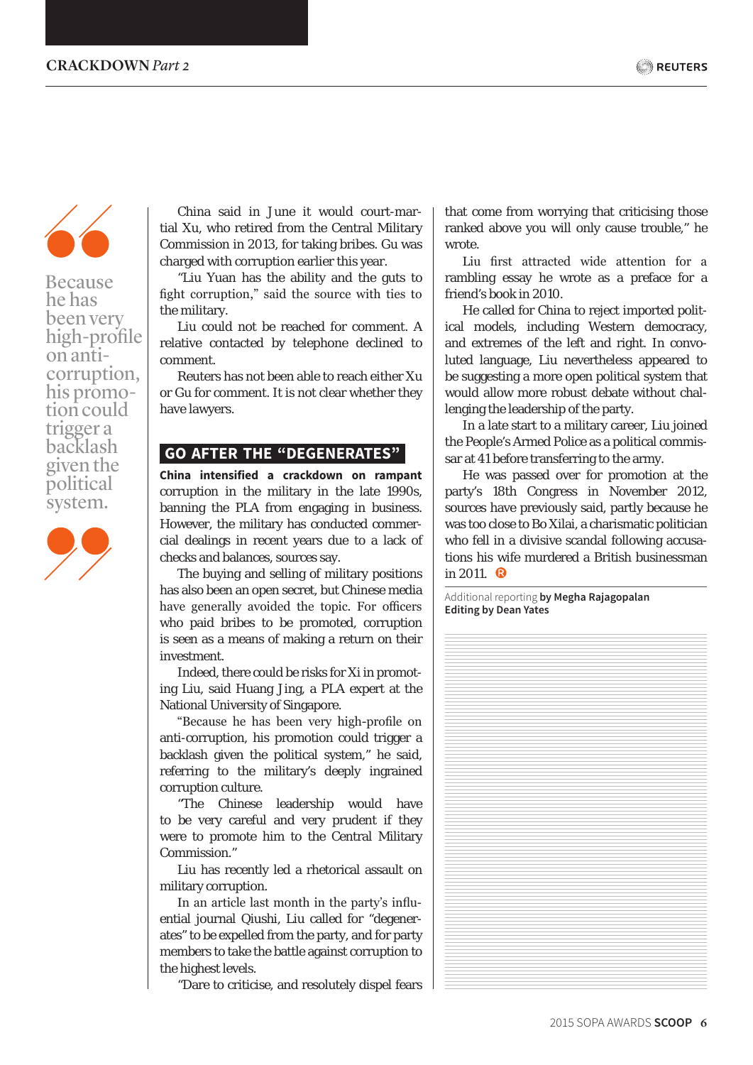> Because he has been very high-profile on anti-corruption, his promotion could trigger a backlash given the political system.

China said in June it would court-martial Xu, who retired from the Central Military Commission in 2013, for taking bribes. Gu was charged with corruption earlier this year.

"Liu Yuan has the ability and the guts to fight corruption," said the source with ties to the military.

Liu could not be reached for comment. A relative contacted by telephone declined to comment.

Reuters has not been able to reach either Xu or Gu for comment. It is not clear whether they have lawyers.

## GO AFTER THE "DEGENERATES"

**China intensified a crackdown on rampant** corruption in the military in the late 1990s, banning the PLA from engaging in business. However, the military has conducted commercial dealings in recent years due to a lack of checks and balances, sources say.

The buying and selling of military positions has also been an open secret, but Chinese media have generally avoided the topic. For officers who paid bribes to be promoted, corruption is seen as a means of making a return on their investment.

Indeed, there could be risks for Xi in promoting Liu, said Huang Jing, a PLA expert at the National University of Singapore.

"Because he has been very high-profile on anti-corruption, his promotion could trigger a backlash given the political system," he said, referring to the military's deeply ingrained corruption culture.

"The Chinese leadership would have to be very careful and very prudent if they were to promote him to the Central Military Commission."

Liu has recently led a rhetorical assault on military corruption.

In an article last month in the party's influential journal Qiushi, Liu called for "degenerates" to be expelled from the party, and for party members to take the battle against corruption to the highest levels.

"Dare to criticise, and resolutely dispel fears that come from worrying that criticising those ranked above you will only cause trouble," he wrote.

Liu first attracted wide attention for a rambling essay he wrote as a preface for a friend's book in 2010.

He called for China to reject imported political models, including Western democracy, and extremes of the left and right. In convoluted language, Liu nevertheless appeared to be suggesting a more open political system that would allow more robust debate without challenging the leadership of the party.

In a late start to a military career, Liu joined the People's Armed Police as a political commissar at 41 before transferring to the army.

He was passed over for promotion at the party's 18th Congress in November 2012, sources have previously said, partly because he was too close to Bo Xilai, a charismatic politician who fell in a divisive scandal following accusations his wife murdered a British businessman in 2011.

Additional reporting **by Megha Rajagopalan**
**Editing by Dean Yates**